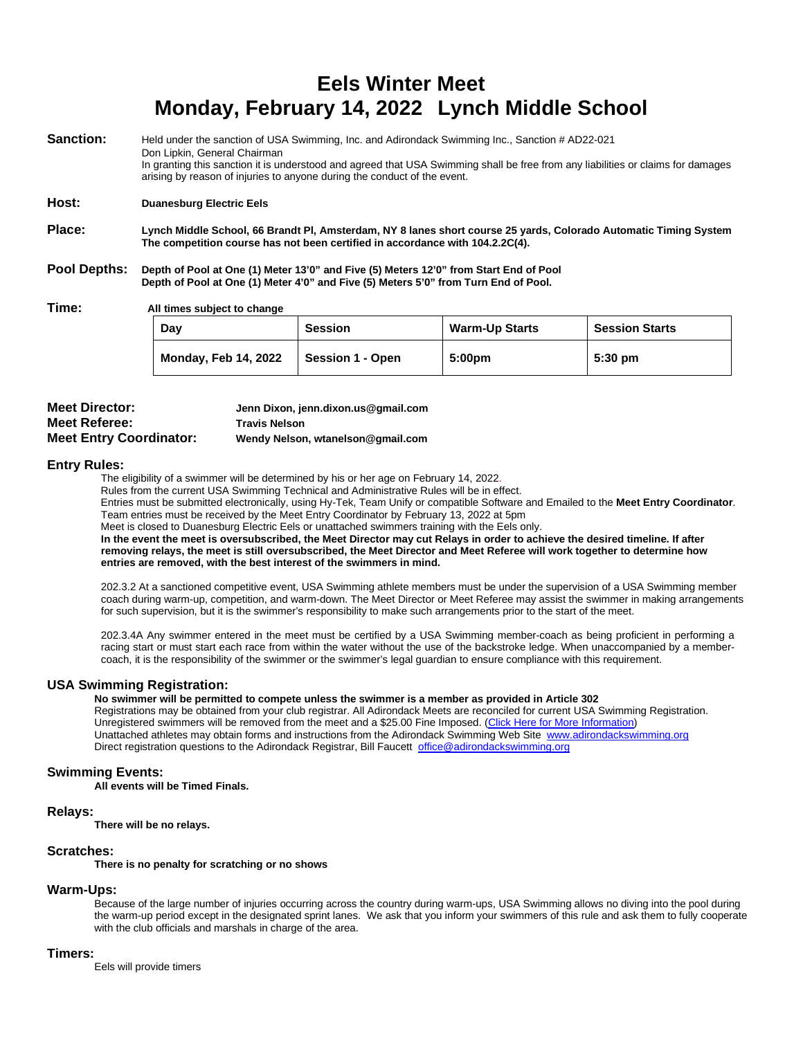# Eels Winter Meet
# Monday, February 14, 2022 Lynch Middle School

**Sanction:** Held under the sanction of USA Swimming, Inc. and Adirondack Swimming Inc., Sanction # AD22-021
Don Lipkin, General Chairman
In granting this sanction it is understood and agreed that USA Swimming shall be free from any liabilities or claims for damages arising by reason of injuries to anyone during the conduct of the event.

**Host:** **Duanesburg Electric Eels**

**Place:** **Lynch Middle School, 66 Brandt Pl, Amsterdam, NY 8 lanes short course 25 yards, Colorado Automatic Timing System The competition course has not been certified in accordance with 104.2.2C(4).**

**Pool Depths:** **Depth of Pool at One (1) Meter 13'0" and Five (5) Meters 12'0" from Start End of Pool Depth of Pool at One (1) Meter 4'0" and Five (5) Meters 5'0" from Turn End of Pool.**

**Time:** **All times subject to change**

| Day | Session | Warm-Up Starts | Session Starts |
|---|---|---|---|
| Monday, Feb 14, 2022 | Session 1 - Open | 5:00pm | 5:30 pm |

**Meet Director:** **Jenn Dixon, jenn.dixon.us@gmail.com**
**Meet Referee:** **Travis Nelson**
**Meet Entry Coordinator:** **Wendy Nelson, wtanelson@gmail.com**

## Entry Rules:

The eligibility of a swimmer will be determined by his or her age on February 14, 2022.
Rules from the current USA Swimming Technical and Administrative Rules will be in effect.
Entries must be submitted electronically, using Hy-Tek, Team Unify or compatible Software and Emailed to the **Meet Entry Coordinator**.
Team entries must be received by the Meet Entry Coordinator by February 13, 2022 at 5pm
Meet is closed to Duanesburg Electric Eels or unattached swimmers training with the Eels only.
**In the event the meet is oversubscribed, the Meet Director may cut Relays in order to achieve the desired timeline. If after removing relays, the meet is still oversubscribed, the Meet Director and Meet Referee will work together to determine how entries are removed, with the best interest of the swimmers in mind.**

202.3.2 At a sanctioned competitive event, USA Swimming athlete members must be under the supervision of a USA Swimming member coach during warm-up, competition, and warm-down. The Meet Director or Meet Referee may assist the swimmer in making arrangements for such supervision, but it is the swimmer's responsibility to make such arrangements prior to the start of the meet.

202.3.4A Any swimmer entered in the meet must be certified by a USA Swimming member-coach as being proficient in performing a racing start or must start each race from within the water without the use of the backstroke ledge. When unaccompanied by a member-coach, it is the responsibility of the swimmer or the swimmer's legal guardian to ensure compliance with this requirement.

## USA Swimming Registration:

**No swimmer will be permitted to compete unless the swimmer is a member as provided in Article 302**
Registrations may be obtained from your club registrar. All Adirondack Meets are reconciled for current USA Swimming Registration.
Unregistered swimmers will be removed from the meet and a $25.00 Fine Imposed. (Click Here for More Information)
Unattached athletes may obtain forms and instructions from the Adirondack Swimming Web Site www.adirondackswimming.org
Direct registration questions to the Adirondack Registrar, Bill Faucett office@adirondackswimming.org

## Swimming Events:

**All events will be Timed Finals.**

## Relays:

**There will be no relays.**

## Scratches:

**There is no penalty for scratching or no shows**

## Warm-Ups:

Because of the large number of injuries occurring across the country during warm-ups, USA Swimming allows no diving into the pool during the warm-up period except in the designated sprint lanes. We ask that you inform your swimmers of this rule and ask them to fully cooperate with the club officials and marshals in charge of the area.

## Timers:

Eels will provide timers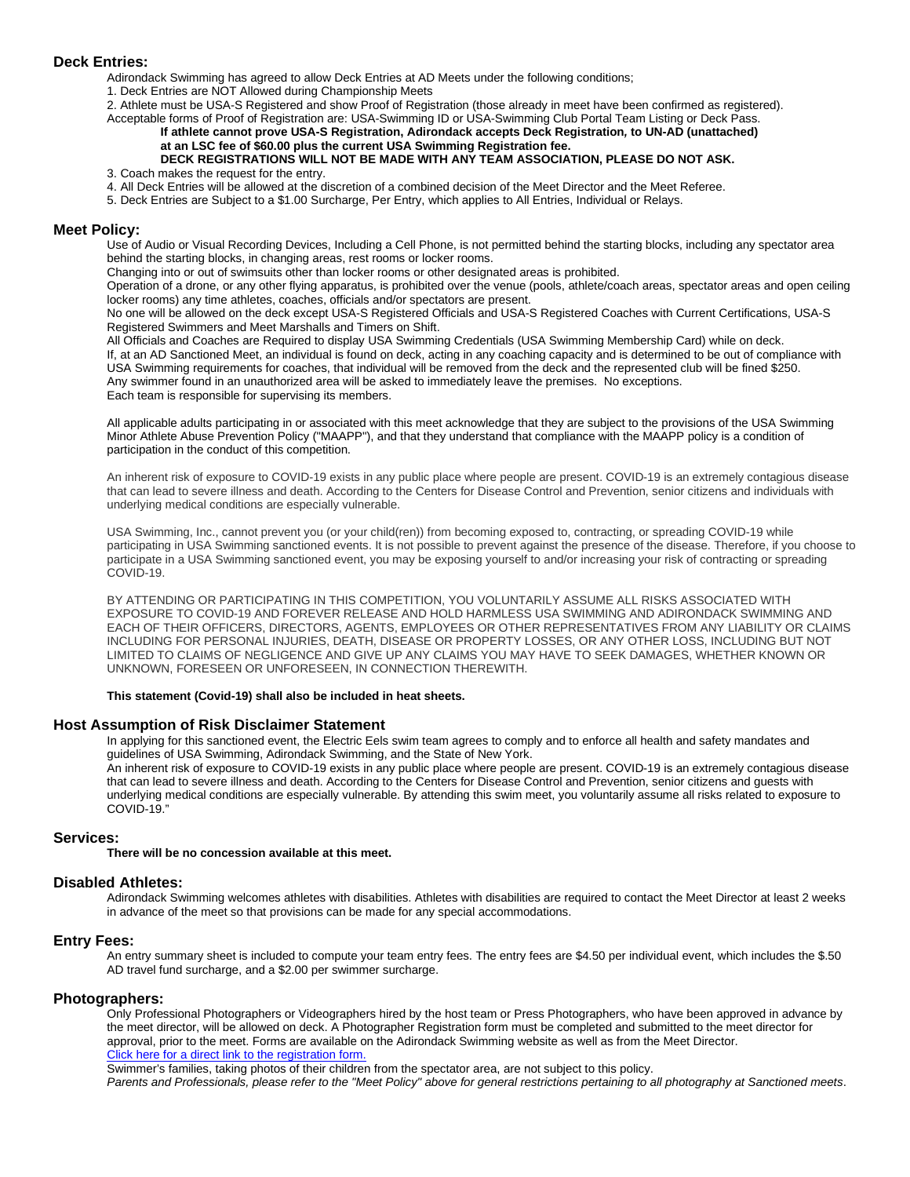## Deck Entries:

Adirondack Swimming has agreed to allow Deck Entries at AD Meets under the following conditions;

1. Deck Entries are NOT Allowed during Championship Meets
2. Athlete must be USA-S Registered and show Proof of Registration (those already in meet have been confirmed as registered). Acceptable forms of Proof of Registration are: USA-Swimming ID or USA-Swimming Club Portal Team Listing or Deck Pass.

   **If athlete cannot prove USA-S Registration, Adirondack accepts Deck Registration, to UN-AD (unattached) at an LSC fee of $60.00 plus the current USA Swimming Registration fee.**

   **DECK REGISTRATIONS WILL NOT BE MADE WITH ANY TEAM ASSOCIATION, PLEASE DO NOT ASK.**

3. Coach makes the request for the entry.
4. All Deck Entries will be allowed at the discretion of a combined decision of the Meet Director and the Meet Referee.
5. Deck Entries are Subject to a $1.00 Surcharge, Per Entry, which applies to All Entries, Individual or Relays.

## Meet Policy:

Use of Audio or Visual Recording Devices, Including a Cell Phone, is not permitted behind the starting blocks, including any spectator area behind the starting blocks, in changing areas, rest rooms or locker rooms.

Changing into or out of swimsuits other than locker rooms or other designated areas is prohibited.

Operation of a drone, or any other flying apparatus, is prohibited over the venue (pools, athlete/coach areas, spectator areas and open ceiling locker rooms) any time athletes, coaches, officials and/or spectators are present.

No one will be allowed on the deck except USA-S Registered Officials and USA-S Registered Coaches with Current Certifications, USA-S Registered Swimmers and Meet Marshalls and Timers on Shift.

All Officials and Coaches are Required to display USA Swimming Credentials (USA Swimming Membership Card) while on deck.

If, at an AD Sanctioned Meet, an individual is found on deck, acting in any coaching capacity and is determined to be out of compliance with USA Swimming requirements for coaches, that individual will be removed from the deck and the represented club will be fined $250.

Any swimmer found in an unauthorized area will be asked to immediately leave the premises. No exceptions.

Each team is responsible for supervising its members.

All applicable adults participating in or associated with this meet acknowledge that they are subject to the provisions of the USA Swimming Minor Athlete Abuse Prevention Policy ("MAAPP"), and that they understand that compliance with the MAAPP policy is a condition of participation in the conduct of this competition.

An inherent risk of exposure to COVID-19 exists in any public place where people are present. COVID-19 is an extremely contagious disease that can lead to severe illness and death. According to the Centers for Disease Control and Prevention, senior citizens and individuals with underlying medical conditions are especially vulnerable.

USA Swimming, Inc., cannot prevent you (or your child(ren)) from becoming exposed to, contracting, or spreading COVID-19 while participating in USA Swimming sanctioned events. It is not possible to prevent against the presence of the disease. Therefore, if you choose to participate in a USA Swimming sanctioned event, you may be exposing yourself to and/or increasing your risk of contracting or spreading COVID-19.

BY ATTENDING OR PARTICIPATING IN THIS COMPETITION, YOU VOLUNTARILY ASSUME ALL RISKS ASSOCIATED WITH EXPOSURE TO COVID-19 AND FOREVER RELEASE AND HOLD HARMLESS USA SWIMMING AND ADIRONDACK SWIMMING AND EACH OF THEIR OFFICERS, DIRECTORS, AGENTS, EMPLOYEES OR OTHER REPRESENTATIVES FROM ANY LIABILITY OR CLAIMS INCLUDING FOR PERSONAL INJURIES, DEATH, DISEASE OR PROPERTY LOSSES, OR ANY OTHER LOSS, INCLUDING BUT NOT LIMITED TO CLAIMS OF NEGLIGENCE AND GIVE UP ANY CLAIMS YOU MAY HAVE TO SEEK DAMAGES, WHETHER KNOWN OR UNKNOWN, FORESEEN OR UNFORESEEN, IN CONNECTION THEREWITH.

**This statement (Covid-19) shall also be included in heat sheets.**

## Host Assumption of Risk Disclaimer Statement

In applying for this sanctioned event, the Electric Eels swim team agrees to comply and to enforce all health and safety mandates and guidelines of USA Swimming, Adirondack Swimming, and the State of New York.

An inherent risk of exposure to COVID-19 exists in any public place where people are present. COVID-19 is an extremely contagious disease that can lead to severe illness and death. According to the Centers for Disease Control and Prevention, senior citizens and guests with underlying medical conditions are especially vulnerable. By attending this swim meet, you voluntarily assume all risks related to exposure to COVID-19."

## Services:

**There will be no concession available at this meet.**

## Disabled Athletes:

Adirondack Swimming welcomes athletes with disabilities. Athletes with disabilities are required to contact the Meet Director at least 2 weeks in advance of the meet so that provisions can be made for any special accommodations.

## Entry Fees:

An entry summary sheet is included to compute your team entry fees. The entry fees are $4.50 per individual event, which includes the $.50 AD travel fund surcharge, and a $2.00 per swimmer surcharge.

## Photographers:

Only Professional Photographers or Videographers hired by the host team or Press Photographers, who have been approved in advance by the meet director, will be allowed on deck. A Photographer Registration form must be completed and submitted to the meet director for approval, prior to the meet. Forms are available on the Adirondack Swimming website as well as from the Meet Director.

Click here for a direct link to the registration form.

Swimmer's families, taking photos of their children from the spectator area, are not subject to this policy.

*Parents and Professionals, please refer to the "Meet Policy" above for general restrictions pertaining to all photography at Sanctioned meets.*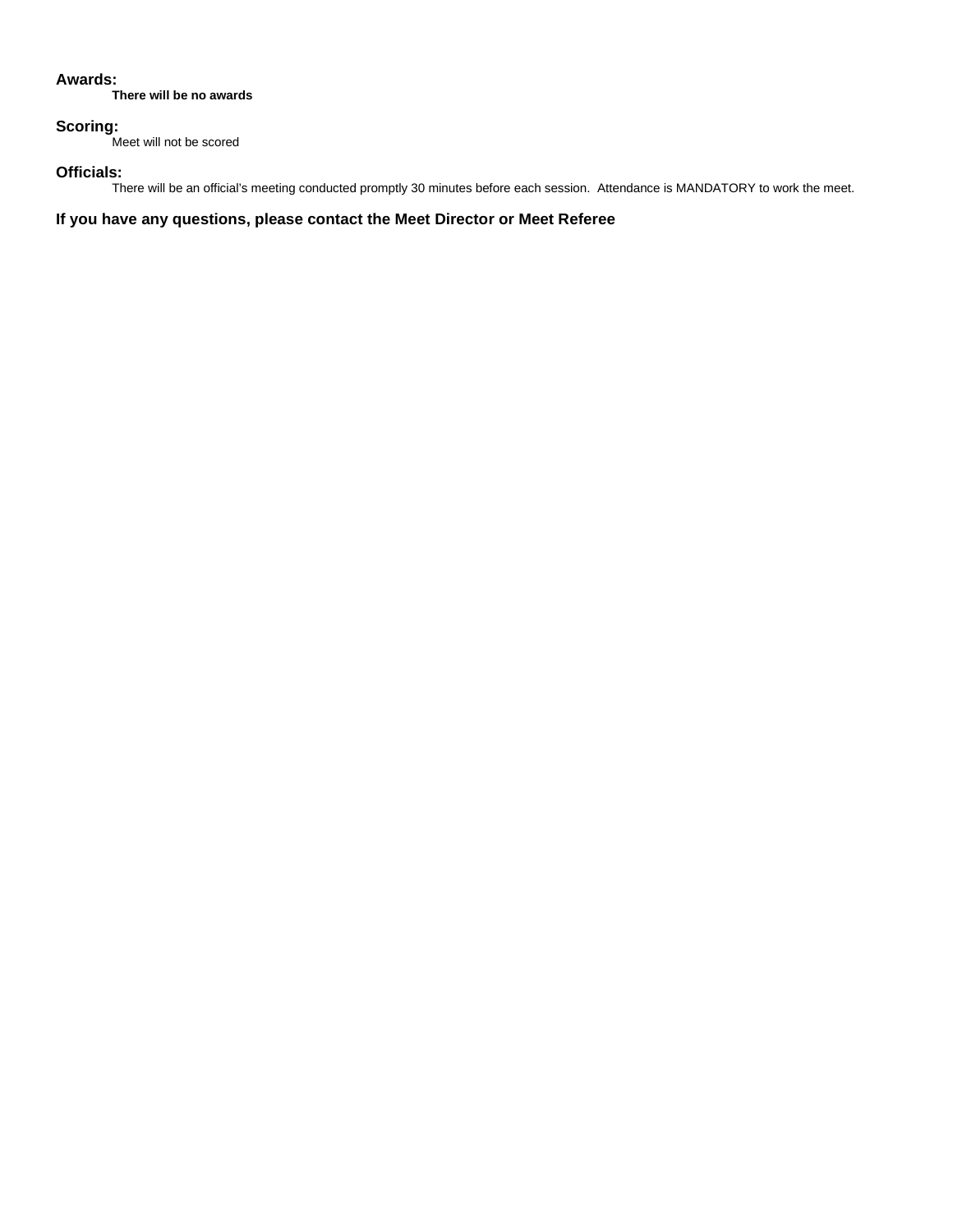### Awards:

**There will be no awards**

### Scoring:

Meet will not be scored

### Officials:

There will be an official's meeting conducted promptly 30 minutes before each session. Attendance is MANDATORY to work the meet.

### If you have any questions, please contact the Meet Director or Meet Referee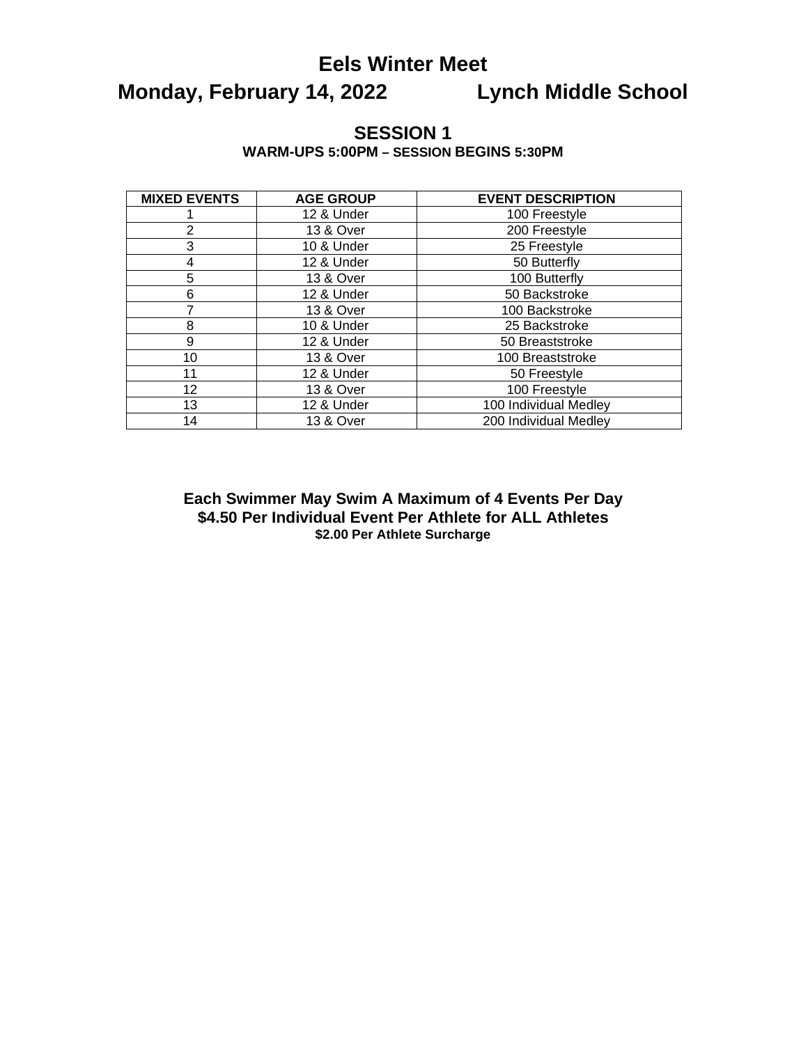# Eels Winter Meet

## Monday, February 14, 2022 Lynch Middle School

### SESSION 1

**WARM-UPS 5:00PM – SESSION BEGINS 5:30PM**

| MIXED EVENTS | AGE GROUP | EVENT DESCRIPTION |
|---|---|---|
| 1 | 12 & Under | 100 Freestyle |
| 2 | 13 & Over | 200 Freestyle |
| 3 | 10 & Under | 25 Freestyle |
| 4 | 12 & Under | 50 Butterfly |
| 5 | 13 & Over | 100 Butterfly |
| 6 | 12 & Under | 50 Backstroke |
| 7 | 13 & Over | 100 Backstroke |
| 8 | 10 & Under | 25 Backstroke |
| 9 | 12 & Under | 50 Breaststroke |
| 10 | 13 & Over | 100 Breaststroke |
| 11 | 12 & Under | 50 Freestyle |
| 12 | 13 & Over | 100 Freestyle |
| 13 | 12 & Under | 100 Individual Medley |
| 14 | 13 & Over | 200 Individual Medley |

**Each Swimmer May Swim A Maximum of 4 Events Per Day**

**$4.50 Per Individual Event Per Athlete for ALL Athletes**

**$2.00 Per Athlete Surcharge**